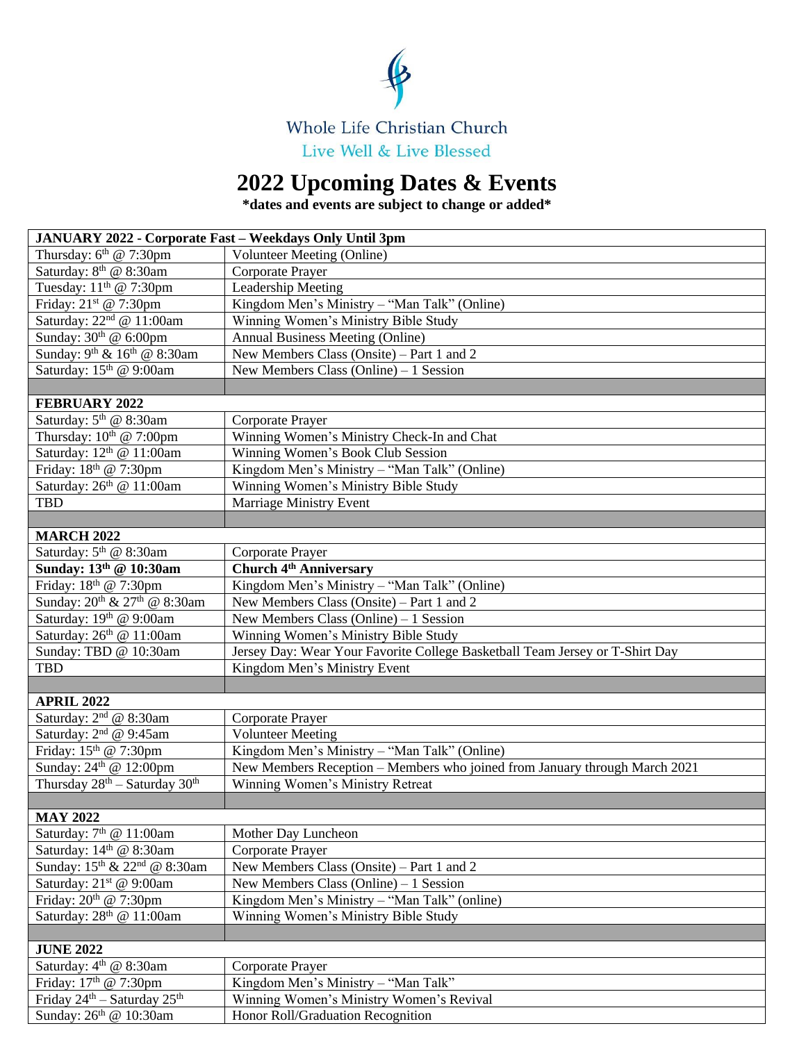Whole Life Christian Church

Live Well & Live Blessed

# 2022 Upcoming Dates & Events

**\*dates and events are subject to change or added\***

| **JANUARY 2022 - Corporate Fast – Weekdays Only Until 3pm** | |
|---|---|
| Thursday: 6th @ 7:30pm | Volunteer Meeting (Online) |
| Saturday: 8th @ 8:30am | Corporate Prayer |
| Tuesday: 11th @ 7:30pm | Leadership Meeting |
| Friday: 21st @ 7:30pm | Kingdom Men's Ministry – "Man Talk" (Online) |
| Saturday: 22nd @ 11:00am | Winning Women's Ministry Bible Study |
| Sunday: 30th @ 6:00pm | Annual Business Meeting (Online) |
| Sunday: 9th & 16th @ 8:30am | New Members Class (Onsite) – Part 1 and 2 |
| Saturday: 15th @ 9:00am | New Members Class (Online) – 1 Session |
| | |
| **FEBRUARY 2022** | |
| Saturday: 5th @ 8:30am | Corporate Prayer |
| Thursday: 10th @ 7:00pm | Winning Women's Ministry Check-In and Chat |
| Saturday: 12th @ 11:00am | Winning Women's Book Club Session |
| Friday: 18th @ 7:30pm | Kingdom Men's Ministry – "Man Talk" (Online) |
| Saturday: 26th @ 11:00am | Winning Women's Ministry Bible Study |
| TBD | Marriage Ministry Event |
| | |
| **MARCH 2022** | |
| Saturday: 5th @ 8:30am | Corporate Prayer |
| **Sunday: 13th @ 10:30am** | **Church 4th Anniversary** |
| Friday: 18th @ 7:30pm | Kingdom Men's Ministry – "Man Talk" (Online) |
| Sunday: 20th & 27th @ 8:30am | New Members Class (Onsite) – Part 1 and 2 |
| Saturday: 19th @ 9:00am | New Members Class (Online) – 1 Session |
| Saturday: 26th @ 11:00am | Winning Women's Ministry Bible Study |
| Sunday: TBD @ 10:30am | Jersey Day: Wear Your Favorite College Basketball Team Jersey or T-Shirt Day |
| TBD | Kingdom Men's Ministry Event |
| | |
| **APRIL 2022** | |
| Saturday: 2nd @ 8:30am | Corporate Prayer |
| Saturday: 2nd @ 9:45am | Volunteer Meeting |
| Friday: 15th @ 7:30pm | Kingdom Men's Ministry – "Man Talk" (Online) |
| Sunday: 24th @ 12:00pm | New Members Reception – Members who joined from January through March 2021 |
| Thursday 28th – Saturday 30th | Winning Women's Ministry Retreat |
| | |
| **MAY 2022** | |
| Saturday: 7th @ 11:00am | Mother Day Luncheon |
| Saturday: 14th @ 8:30am | Corporate Prayer |
| Sunday: 15th & 22nd @ 8:30am | New Members Class (Onsite) – Part 1 and 2 |
| Saturday: 21st @ 9:00am | New Members Class (Online) – 1 Session |
| Friday: 20th @ 7:30pm | Kingdom Men's Ministry – "Man Talk" (online) |
| Saturday: 28th @ 11:00am | Winning Women's Ministry Bible Study |
| | |
| **JUNE 2022** | |
| Saturday: 4th @ 8:30am | Corporate Prayer |
| Friday: 17th @ 7:30pm | Kingdom Men's Ministry – "Man Talk" |
| Friday 24th – Saturday 25th | Winning Women's Ministry Women's Revival |
| Sunday: 26th @ 10:30am | Honor Roll/Graduation Recognition |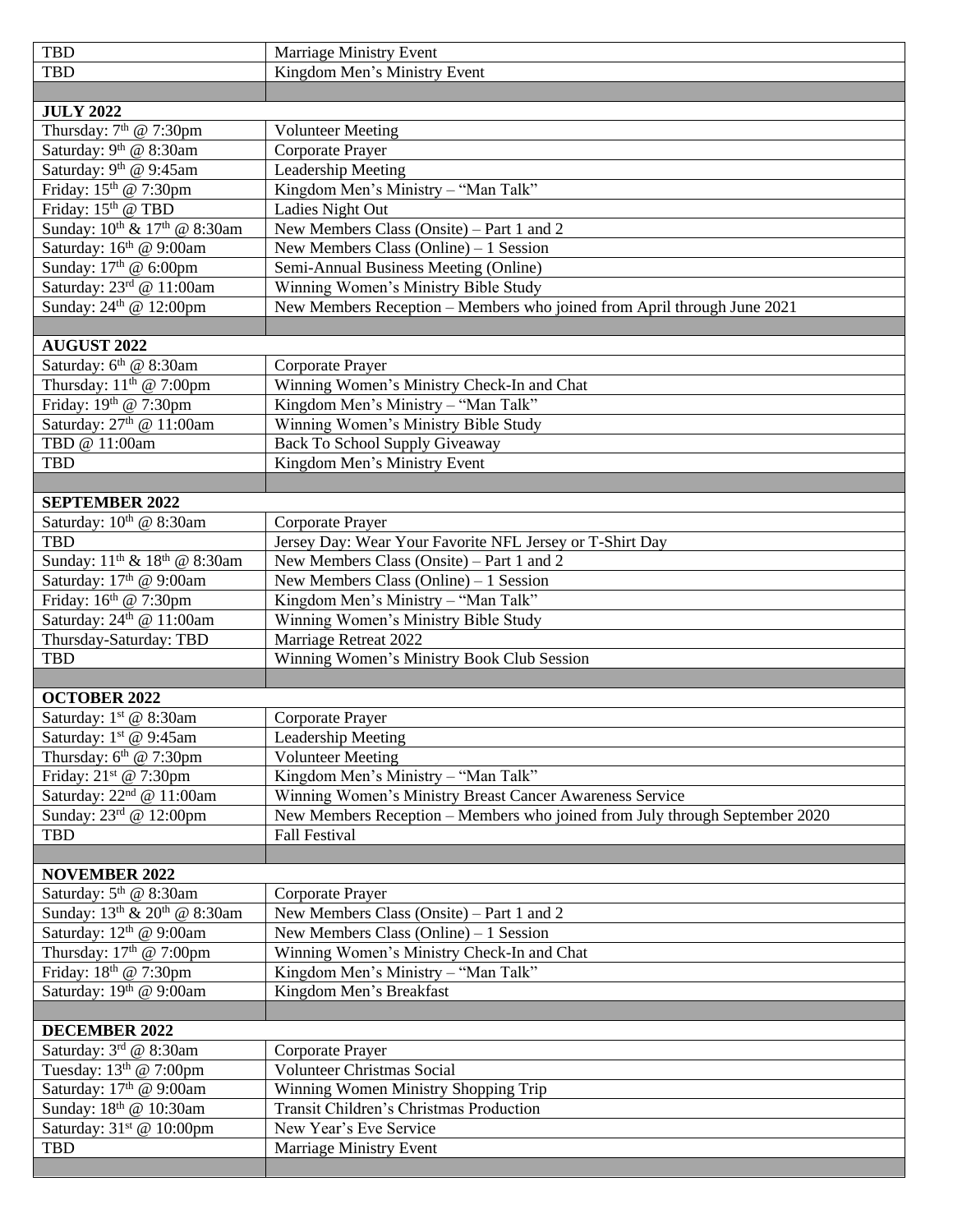| | |
|---|---|
| TBD | Marriage Ministry Event |
| TBD | Kingdom Men's Ministry Event |
| | |
| **JULY 2022** | |
| Thursday: 7th @ 7:30pm | Volunteer Meeting |
| Saturday: 9th @ 8:30am | Corporate Prayer |
| Saturday: 9th @ 9:45am | Leadership Meeting |
| Friday: 15th @ 7:30pm | Kingdom Men's Ministry – "Man Talk" |
| Friday: 15th @ TBD | Ladies Night Out |
| Sunday: 10th & 17th @ 8:30am | New Members Class (Onsite) – Part 1 and 2 |
| Saturday: 16th @ 9:00am | New Members Class (Online) – 1 Session |
| Sunday: 17th @ 6:00pm | Semi-Annual Business Meeting (Online) |
| Saturday: 23rd @ 11:00am | Winning Women's Ministry Bible Study |
| Sunday: 24th @ 12:00pm | New Members Reception – Members who joined from April through June 2021 |
| | |
| **AUGUST 2022** | |
| Saturday: 6th @ 8:30am | Corporate Prayer |
| Thursday: 11th @ 7:00pm | Winning Women's Ministry Check-In and Chat |
| Friday: 19th @ 7:30pm | Kingdom Men's Ministry – "Man Talk" |
| Saturday: 27th @ 11:00am | Winning Women's Ministry Bible Study |
| TBD @ 11:00am | Back To School Supply Giveaway |
| TBD | Kingdom Men's Ministry Event |
| | |
| **SEPTEMBER 2022** | |
| Saturday: 10th @ 8:30am | Corporate Prayer |
| TBD | Jersey Day: Wear Your Favorite NFL Jersey or T-Shirt Day |
| Sunday: 11th & 18th @ 8:30am | New Members Class (Onsite) – Part 1 and 2 |
| Saturday: 17th @ 9:00am | New Members Class (Online) – 1 Session |
| Friday: 16th @ 7:30pm | Kingdom Men's Ministry – "Man Talk" |
| Saturday: 24th @ 11:00am | Winning Women's Ministry Bible Study |
| Thursday-Saturday: TBD | Marriage Retreat 2022 |
| TBD | Winning Women's Ministry Book Club Session |
| | |
| **OCTOBER 2022** | |
| Saturday: 1st @ 8:30am | Corporate Prayer |
| Saturday: 1st @ 9:45am | Leadership Meeting |
| Thursday: 6th @ 7:30pm | Volunteer Meeting |
| Friday: 21st @ 7:30pm | Kingdom Men's Ministry – "Man Talk" |
| Saturday: 22nd @ 11:00am | Winning Women's Ministry Breast Cancer Awareness Service |
| Sunday: 23rd @ 12:00pm | New Members Reception – Members who joined from July through September 2020 |
| TBD | Fall Festival |
| | |
| **NOVEMBER 2022** | |
| Saturday: 5th @ 8:30am | Corporate Prayer |
| Sunday: 13th & 20th @ 8:30am | New Members Class (Onsite) – Part 1 and 2 |
| Saturday: 12th @ 9:00am | New Members Class (Online) – 1 Session |
| Thursday: 17th @ 7:00pm | Winning Women's Ministry Check-In and Chat |
| Friday: 18th @ 7:30pm | Kingdom Men's Ministry – "Man Talk" |
| Saturday: 19th @ 9:00am | Kingdom Men's Breakfast |
| | |
| **DECEMBER 2022** | |
| Saturday: 3rd @ 8:30am | Corporate Prayer |
| Tuesday: 13th @ 7:00pm | Volunteer Christmas Social |
| Saturday: 17th @ 9:00am | Winning Women Ministry Shopping Trip |
| Sunday: 18th @ 10:30am | Transit Children's Christmas Production |
| Saturday: 31st @ 10:00pm | New Year's Eve Service |
| TBD | Marriage Ministry Event |
| | |